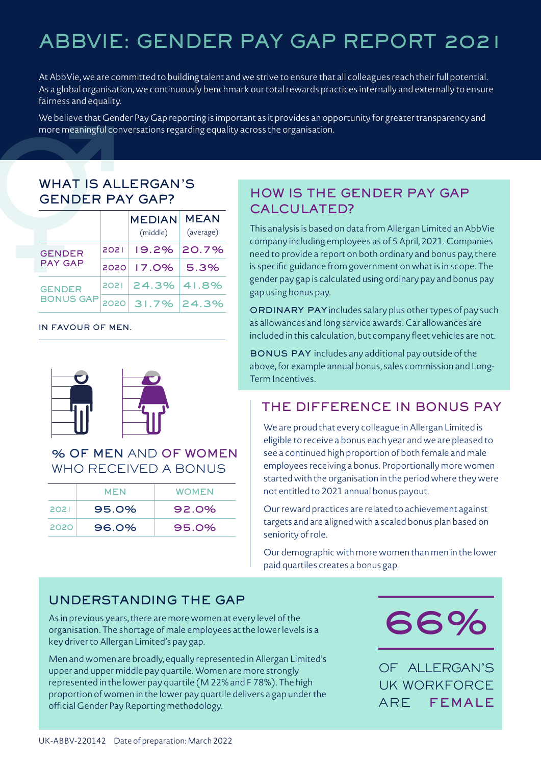# ABBVIE: GENDER PAY GAP REPORT 2021

At AbbVie, we are committed to building talent and we strive to ensure that all colleagues reach their full potential. As a global organisation, we continuously benchmark our total rewards practices internally and externally to ensure fairness and equality.

We believe that Gender Pay Gap reporting is important as it provides an opportunity for greater transparency and more meaningful conversations regarding equality across the organisation.

## WHAT IS ALLERGAN'S GENDER PAY GAP?

| | | MEDIAN (middle) | MEAN (average) |
|---|---|---|---|
| GENDER PAY GAP | 2021 | 19.2% | 20.7% |
| | 2020 | 17.0% | 5.3% |
| GENDER BONUS GAP | 2021 | 24.3% | 41.8% |
| | 2020 | 31.7% | 24.3% |

IN FAVOUR OF MEN.

## % OF MEN AND OF WOMEN WHO RECEIVED A BONUS

| | MEN | WOMEN |
|---|---|---|
| 2021 | 95.0% | 92.0% |
| 2020 | 96.0% | 95.0% |

## HOW IS THE GENDER PAY GAP CALCULATED?

This analysis is based on data from Allergan Limited an AbbVie company including employees as of 5 April, 2021. Companies need to provide a report on both ordinary and bonus pay, there is specific guidance from government on what is in scope. The gender pay gap is calculated using ordinary pay and bonus pay gap using bonus pay.

**ORDINARY PAY** includes salary plus other types of pay such as allowances and long service awards. Car allowances are included in this calculation, but company fleet vehicles are not.

**BONUS PAY** includes any additional pay outside of the above, for example annual bonus, sales commission and Long-Term Incentives.

## THE DIFFERENCE IN BONUS PAY

We are proud that every colleague in Allergan Limited is eligible to receive a bonus each year and we are pleased to see a continued high proportion of both female and male employees receiving a bonus. Proportionally more women started with the organisation in the period where they were not entitled to 2021 annual bonus payout.

Our reward practices are related to achievement against targets and are aligned with a scaled bonus plan based on seniority of role.

Our demographic with more women than men in the lower paid quartiles creates a bonus gap.

## UNDERSTANDING THE GAP

As in previous years, there are more women at every level of the organisation. The shortage of male employees at the lower levels is a key driver to Allergan Limited's pay gap.

Men and women are broadly, equally represented in Allergan Limited's upper and upper middle pay quartile. Women are more strongly represented in the lower pay quartile (M 22% and F 78%). The high proportion of women in the lower pay quartile delivers a gap under the official Gender Pay Reporting methodology.

**66%**

OF ALLERGAN'S UK WORKFORCE ARE FEMALE

UK-ABBV-220142 Date of preparation: March 2022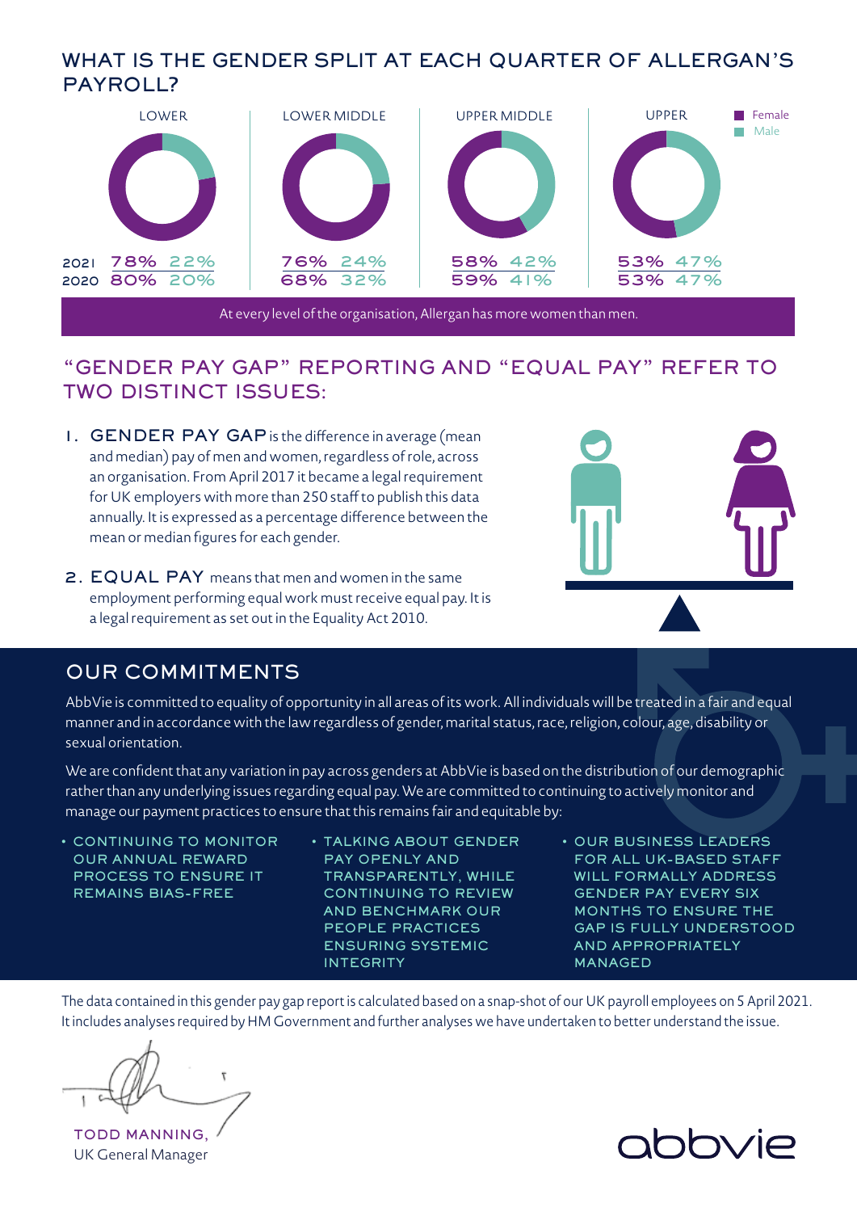## WHAT IS THE GENDER SPLIT AT EACH QUARTER OF ALLERGAN'S PAYROLL?

LOWER

LOWER MIDDLE

UPPER MIDDLE

UPPER

Female
Male

2021 78% 22%
2020 80% 20%

76% 24%
68% 32%

58% 42%
59% 41%

53% 47%
53% 47%

At every level of the organisation, Allergan has more women than men.

## "GENDER PAY GAP" REPORTING AND "EQUAL PAY" REFER TO TWO DISTINCT ISSUES:

1. **GENDER PAY GAP** is the difference in average (mean and median) pay of men and women, regardless of role, across an organisation. From April 2017 it became a legal requirement for UK employers with more than 250 staff to publish this data annually. It is expressed as a percentage difference between the mean or median figures for each gender.

2. **EQUAL PAY** means that men and women in the same employment performing equal work must receive equal pay. It is a legal requirement as set out in the Equality Act 2010.

## OUR COMMITMENTS

AbbVie is committed to equality of opportunity in all areas of its work. All individuals will be treated in a fair and equal manner and in accordance with the law regardless of gender, marital status, race, religion, colour, age, disability or sexual orientation.

We are confident that any variation in pay across genders at AbbVie is based on the distribution of our demographic rather than any underlying issues regarding equal pay. We are committed to continuing to actively monitor and manage our payment practices to ensure that this remains fair and equitable by:

- CONTINUING TO MONITOR OUR ANNUAL REWARD PROCESS TO ENSURE IT REMAINS BIAS-FREE
- TALKING ABOUT GENDER PAY OPENLY AND TRANSPARENTLY, WHILE CONTINUING TO REVIEW AND BENCHMARK OUR PEOPLE PRACTICES ENSURING SYSTEMIC INTEGRITY
- OUR BUSINESS LEADERS FOR ALL UK-BASED STAFF WILL FORMALLY ADDRESS GENDER PAY EVERY SIX MONTHS TO ENSURE THE GAP IS FULLY UNDERSTOOD AND APPROPRIATELY MANAGED

The data contained in this gender pay gap report is calculated based on a snap-shot of our UK payroll employees on 5 April 2021. It includes analyses required by HM Government and further analyses we have undertaken to better understand the issue.

TODD MANNING,
UK General Manager

abbvie